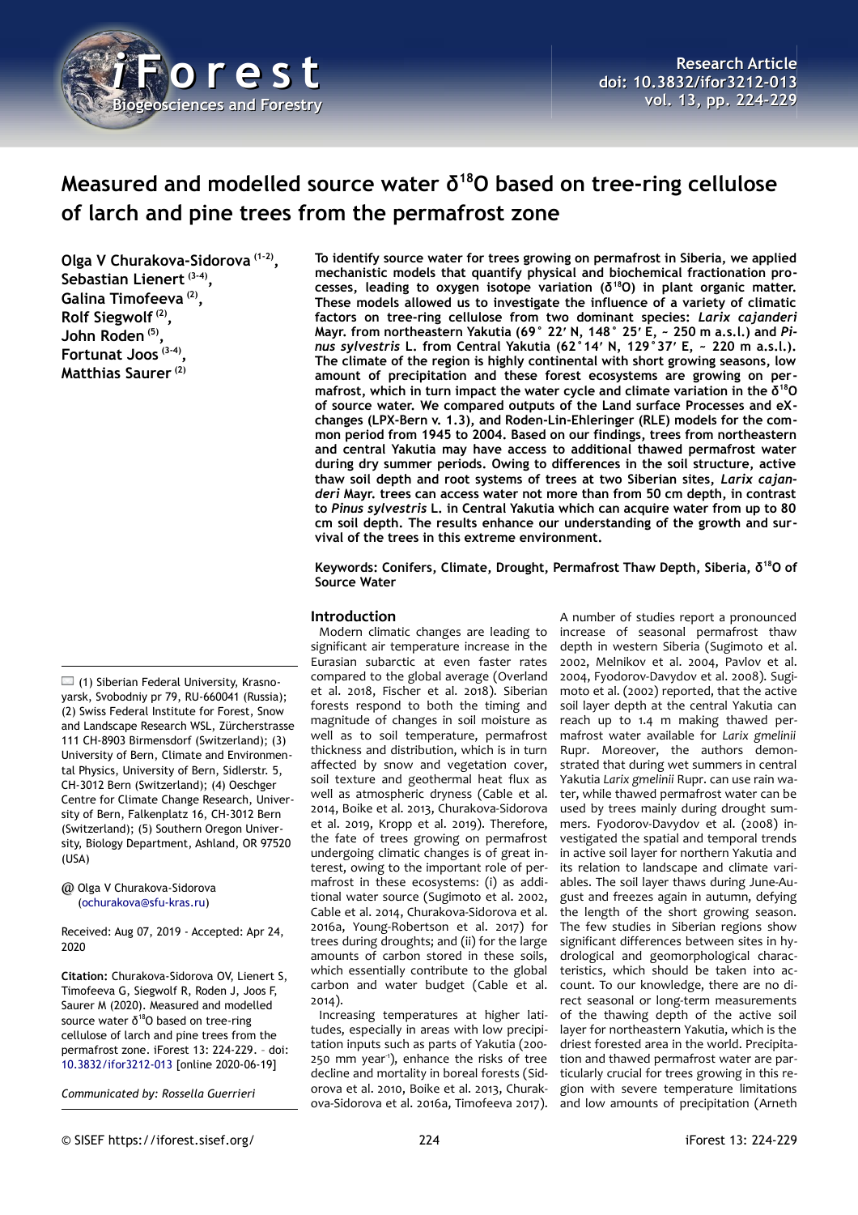# Measured and modelled source water $\delta^{18}O$ based on tree-ring cellulose of larch and pine trees from the permafrost zone

**Olga V Churakova-Sidorova [1-2], Sebastian Lienert [3-4], Galina Timofeeva [2], Rolf Siegwolf [2], John Roden [5], Fortunat Joos [3-4], Matthias Saurer [2]**

**To identify source water for trees growing on permafrost in Siberia, we applied mechanistic models that quantify physical and biochemical fractionation processes, leading to oxygen isotope variation ($\delta^{18}O$) in plant organic matter. These models allowed us to investigate the influence of a variety of climatic factors on tree-ring cellulose from two dominant species: *Larix cajanderi* Mayr. from northeastern Yakutia (69° 22′ N, 148° 25′ E, ~ 250 m a.s.l.) and *Pinus sylvestris* L. from Central Yakutia (62°14′ N, 129°37′ E, ~ 220 m a.s.l.). The climate of the region is highly continental with short growing seasons, low amount of precipitation and these forest ecosystems are growing on permafrost, which in turn impact the water cycle and climate variation in the $\delta^{18}O$ of source water. We compared outputs of the Land surface Processes and eXchanges (LPX-Bern v. 1.3), and Roden-Lin-Ehleringer (RLE) models for the common period from 1945 to 2004. Based on our findings, trees from northeastern and central Yakutia may have access to additional thawed permafrost water during dry summer periods. Owing to differences in the soil structure, active thaw soil depth and root systems of trees at two Siberian sites, *Larix cajanderi* Mayr. trees can access water not more than from 50 cm depth, in contrast to *Pinus sylvestris* L. in Central Yakutia which can acquire water from up to 80 cm soil depth. The results enhance our understanding of the growth and survival of the trees in this extreme environment.**

**Keywords: Conifers, Climate, Drought, Permafrost Thaw Depth, Siberia, $\delta^{18}O$ of Source Water**

(1) Siberian Federal University, Krasnoyarsk, Svobodniy pr 79, RU-660041 (Russia); (2) Swiss Federal Institute for Forest, Snow and Landscape Research WSL, Zürcherstrasse 111 CH-8903 Birmensdorf (Switzerland); (3) University of Bern, Climate and Environmental Physics, University of Bern, Sidlerstr. 5, CH-3012 Bern (Switzerland); (4) Oeschger Centre for Climate Change Research, University of Bern, Falkenplatz 16, CH-3012 Bern (Switzerland); (5) Southern Oregon University, Biology Department, Ashland, OR 97520 (USA)

@ Olga V Churakova-Sidorova (ochurakova@sfu-kras.ru)

Received: Aug 07, 2019 - Accepted: Apr 24, 2020

**Citation:** Churakova-Sidorova OV, Lienert S, Timofeeva G, Siegwolf R, Roden J, Joos F, Saurer M (2020). Measured and modelled source water $\delta^{18}O$ based on tree-ring cellulose of larch and pine trees from the permafrost zone. iForest 13: 224-229. – doi: 10.3832/ifor3212-013 [online 2020-06-19]

*Communicated by: Rossella Guerrieri*

## Introduction

Modern climatic changes are leading to significant air temperature increase in the Eurasian subarctic at even faster rates compared to the global average (Overland et al. 2018, Fischer et al. 2018). Siberian forests respond to both the timing and magnitude of changes in soil moisture as well as to soil temperature, permafrost thickness and distribution, which is in turn affected by snow and vegetation cover, soil texture and geothermal heat flux as well as atmospheric dryness (Cable et al. 2014, Boike et al. 2013, Churakova-Sidorova et al. 2019, Kropp et al. 2019). Therefore, the fate of trees growing on permafrost undergoing climatic changes is of great interest, owing to the important role of permafrost in these ecosystems: (i) as additional water source (Sugimoto et al. 2002, Cable et al. 2014, Churakova-Sidorova et al. 2016a, Young-Robertson et al. 2017) for trees during droughts; and (ii) for the large amounts of carbon stored in these soils, which essentially contribute to the global carbon and water budget (Cable et al. 2014).

Increasing temperatures at higher latitudes, especially in areas with low precipitation inputs such as parts of Yakutia (200-250 mm year$^{-1}$), enhance the risks of tree decline and mortality in boreal forests (Sidorova et al. 2010, Boike et al. 2013, Churakova-Sidorova et al. 2016a, Timofeeva 2017). A number of studies report a pronounced increase of seasonal permafrost thaw depth in western Siberia (Sugimoto et al. 2002, Melnikov et al. 2004, Pavlov et al. 2004, Fyodorov-Davydov et al. 2008). Sugimoto et al. (2002) reported, that the active soil layer depth at the central Yakutia can reach up to 1.4 m making thawed permafrost water available for *Larix gmelinii* Rupr. Moreover, the authors demonstrated that during wet summers in central Yakutia *Larix gmelinii* Rupr. can use rain water, while thawed permafrost water can be used by trees mainly during drought summers. Fyodorov-Davydov et al. (2008) investigated the spatial and temporal trends in active soil layer for northern Yakutia and its relation to landscape and climate variables. The soil layer thaws during June-August and freezes again in autumn, defying the length of the short growing season. The few studies in Siberian regions show significant differences between sites in hydrological and geomorphological characteristics, which should be taken into account. To our knowledge, there are no direct seasonal or long-term measurements of the thawing depth of the active soil layer for northeastern Yakutia, which is the driest forested area in the world. Precipitation and thawed permafrost water are particularly crucial for trees growing in this region with severe temperature limitations and low amounts of precipitation (Arneth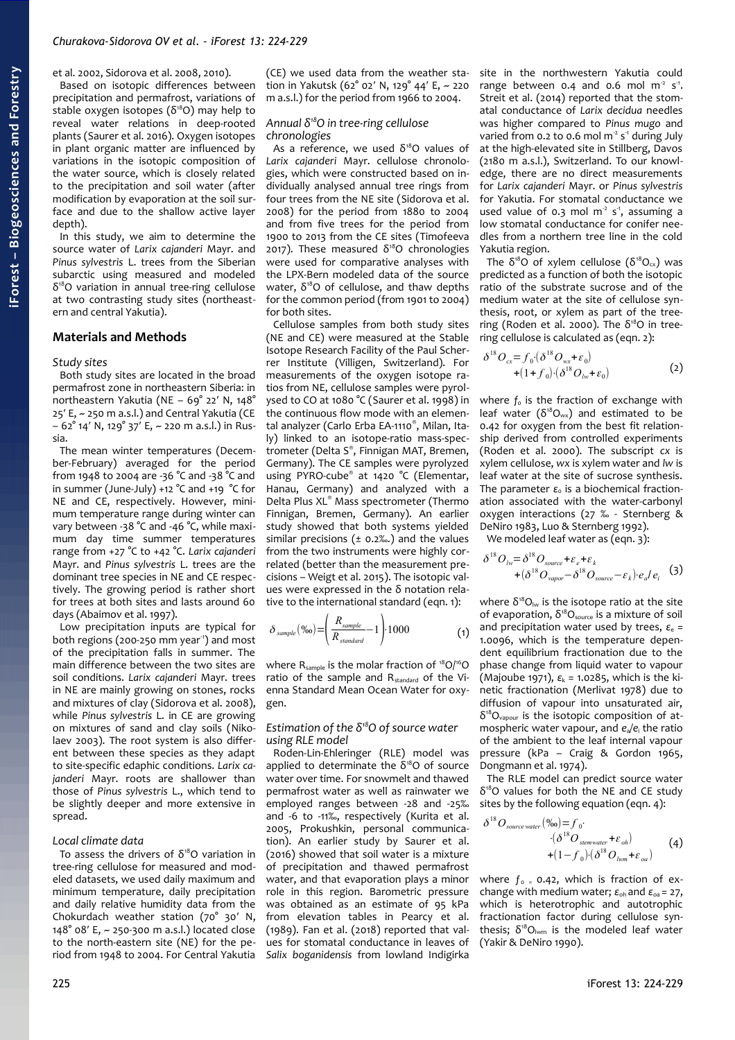et al. 2002, Sidorova et al. 2008, 2010).

Based on isotopic differences between precipitation and permafrost, variations of stable oxygen isotopes ($\delta^{18}O$) may help to reveal water relations in deep-rooted plants (Saurer et al. 2016). Oxygen isotopes in plant organic matter are influenced by variations in the isotopic composition of the water source, which is closely related to the precipitation and soil water (after modification by evaporation at the soil surface and due to the shallow active layer depth).

In this study, we aim to determine the source water of *Larix cajanderi* Mayr. and *Pinus sylvestris* L. trees from the Siberian subarctic using measured and modeled $\delta^{18}O$ variation in annual tree-ring cellulose at two contrasting study sites (northeastern and central Yakutia).

## Materials and Methods

### Study sites

Both study sites are located in the broad permafrost zone in northeastern Siberia: in northeastern Yakutia (NE – 69° 22′ N, 148° 25′ E, ~ 250 m a.s.l.) and Central Yakutia (CE – 62° 14′ N, 129° 37′ E, ~ 220 m a.s.l.) in Russia.

The mean winter temperatures (December-February) averaged for the period from 1948 to 2004 are -36 °C and -38 °C and in summer (June-July) +12 °C and +19 °C for NE and CE, respectively. However, minimum temperature range during winter can vary between -38 °C and -46 °C, while maximum day time summer temperatures range from +27 °C to +42 °C. *Larix cajanderi* Mayr. and *Pinus sylvestris* L. trees are the dominant tree species in NE and CE respectively. The growing period is rather short for trees at both sites and lasts around 60 days (Abaimov et al. 1997).

Low precipitation inputs are typical for both regions (200-250 mm year$^{-1}$) and most of the precipitation falls in summer. The main difference between the two sites are soil conditions. *Larix cajanderi* Mayr. trees in NE are mainly growing on stones, rocks and mixtures of clay (Sidorova et al. 2008), while *Pinus sylvestris* L. in CE are growing on mixtures of sand and clay soils (Nikolaev 2003). The root system is also different between these species as they adapt to site-specific edaphic conditions. *Larix cajanderi* Mayr. roots are shallower than those of *Pinus sylvestris* L., which tend to be slightly deeper and more extensive in spread.

### Local climate data

To assess the drivers of $\delta^{18}O$ variation in tree-ring cellulose for measured and modeled datasets, we used daily maximum and minimum temperature, daily precipitation and daily relative humidity data from the Chokurdach weather station (70° 30′ N, 148° 08′ E, ~ 250-300 m a.s.l.) located close to the north-eastern site (NE) for the period from 1948 to 2004. For Central Yakutia (CE) we used data from the weather station in Yakutsk (62° 02′ N, 129° 44′ E, ~ 220 m a.s.l.) for the period from 1966 to 2004.

### Annual $\delta^{18}O$ in tree-ring cellulose chronologies

As a reference, we used $\delta^{18}O$ values of *Larix cajanderi* Mayr. cellulose chronologies, which were constructed based on individually analysed annual tree rings from four trees from the NE site (Sidorova et al. 2008) for the period from 1880 to 2004 and from five trees for the period from 1900 to 2013 from the CE sites (Timofeeva 2017). These measured $\delta^{18}O$ chronologies were used for comparative analyses with the LPX-Bern modeled data of the source water, $\delta^{18}O$ of cellulose, and thaw depths for the common period (from 1901 to 2004) for both sites.

Cellulose samples from both study sites (NE and CE) were measured at the Stable Isotope Research Facility of the Paul Scherrer Institute (Villigen, Switzerland). For measurements of the oxygen isotope ratios from NE, cellulose samples were pyrolysed to CO at 1080 °C (Saurer et al. 1998) in the continuous flow mode with an elemental analyzer (Carlo Erba EA-1110®, Milan, Italy) linked to an isotope-ratio mass-spectrometer (Delta S®, Finnigan MAT, Bremen, Germany). The CE samples were pyrolyzed using PYRO-cube® at 1420 °C (Elementar, Hanau, Germany) and analyzed with a Delta Plus XL® Mass spectrometer (Thermo Finnigan, Bremen, Germany). An earlier study showed that both systems yielded similar precisions (± 0.2‰.) and the values from the two instruments were highly correlated (better than the measurement precisions – Weigt et al. 2015). The isotopic values were expressed in the δ notation relative to the international standard (eqn. 1):

$$\delta_{sample}(‰)=\left(\frac{R_{sample}}{R_{standard}}-1\right)\cdot 1000 \tag{1}$$

where $R_{sample}$ is the molar fraction of $^{18}O/^{16}O$ ratio of the sample and $R_{standard}$ of the Vienna Standard Mean Ocean Water for oxygen.

### Estimation of the $\delta^{18}O$ of source water using RLE model

Roden-Lin-Ehleringer (RLE) model was applied to determinate the $\delta^{18}O$ of source water over time. For snowmelt and thawed permafrost water as well as rainwater we employed ranges between -28 and -25‰ and -6 to -11‰, respectively (Kurita et al. 2005, Prokushkin, personal communication). An earlier study by Saurer et al. (2016) showed that soil water is a mixture of precipitation and thawed permafrost water, and that evaporation plays a minor role in this region. Barometric pressure was obtained as an estimate of 95 kPa from elevation tables in Pearcy et al. (1989). Fan et al. (2018) reported that values for stomatal conductance in leaves of *Salix boganidensis* from lowland Indigirka site in the northwestern Yakutia could range between 0.4 and 0.6 mol m$^{-2}$ s$^{-1}$. Streit et al. (2014) reported that the stomatal conductance of *Larix decidua* needles was higher compared to *Pinus mugo* and varied from 0.2 to 0.6 mol m$^{-2}$ s$^{-1}$ during July at the high-elevated site in Stillberg, Davos (2180 m a.s.l.), Switzerland. To our knowledge, there are no direct measurements for *Larix cajanderi* Mayr. or *Pinus sylvestris* for Yakutia. For stomatal conductance we used value of 0.3 mol m$^{-2}$ s$^{-1}$, assuming a low stomatal conductance for conifer needles from a northern tree line in the cold Yakutia region.

The $\delta^{18}O$ of xylem cellulose ($\delta^{18}O_{cx}$) was predicted as a function of both the isotopic ratio of the substrate sucrose and of the medium water at the site of cellulose synthesis, root, or xylem as part of the tree-ring (Roden et al. 2000). The $\delta^{18}O$ in tree-ring cellulose is calculated as (eqn. 2):

$$\delta^{18}O_{cx}=f_0\cdot(\delta^{18}O_{wx}+\varepsilon_0)+(1+f_0)\cdot(\delta^{18}O_{lw}+\varepsilon_0) \tag{2}$$

where $f_0$ is the fraction of exchange with leaf water ($\delta^{18}O_{wx}$) and estimated to be 0.42 for oxygen from the best fit relationship derived from controlled experiments (Roden et al. 2000). The subscript *cx* is xylem cellulose, *wx* is xylem water and *lw* is leaf water at the site of sucrose synthesis. The parameter $\varepsilon_0$ is a biochemical fractionation associated with the water-carbonyl oxygen interactions (27 ‰ - Sternberg & DeNiro 1983, Luo & Sternberg 1992).

We modeled leaf water as (eqn. 3):

$$\delta^{18}O_{lw}=\delta^{18}O_{source}+\varepsilon_e+\varepsilon_k+(\delta^{18}O_{vapor}-\delta^{18}O_{source}-\varepsilon_k)\cdot e_a/e_i \tag{3}$$

where $\delta^{18}O_{lw}$ is the isotope ratio at the site of evaporation, $\delta^{18}O_{source}$ is a mixture of soil and precipitation water used by trees, $\varepsilon_e$ = 1.0096, which is the temperature dependent equilibrium fractionation due to the phase change from liquid water to vapour (Majoube 1971), $\varepsilon_k$ = 1.0285, which is the kinetic fractionation (Merlivat 1978) due to diffusion of vapour into unsaturated air, $\delta^{18}O_{vapour}$ is the isotopic composition of atmospheric water vapour, and $e_a/e_i$ the ratio of the ambient to the leaf internal vapour pressure (kPa – Craig & Gordon 1965, Dongmann et al. 1974).

The RLE model can predict source water $\delta^{18}O$ values for both the NE and CE study sites by the following equation (eqn. 4):

$$\delta^{18}O_{source\,water}(‰)=f_0\cdot(\delta^{18}O_{stemwater}+\varepsilon_{oh})+(1-f_0)\cdot(\delta^{18}O_{lwm}+\varepsilon_{oa}) \tag{4}$$

where $f_0$ = 0.42, which is fraction of exchange with medium water; $\varepsilon_{oh}$ and $\varepsilon_{oa}$ = 27, which is heterotrophic and autotrophic fractionation factor during cellulose synthesis; $\delta^{18}O_{lwm}$ is the modeled leaf water (Yakir & DeNiro 1990).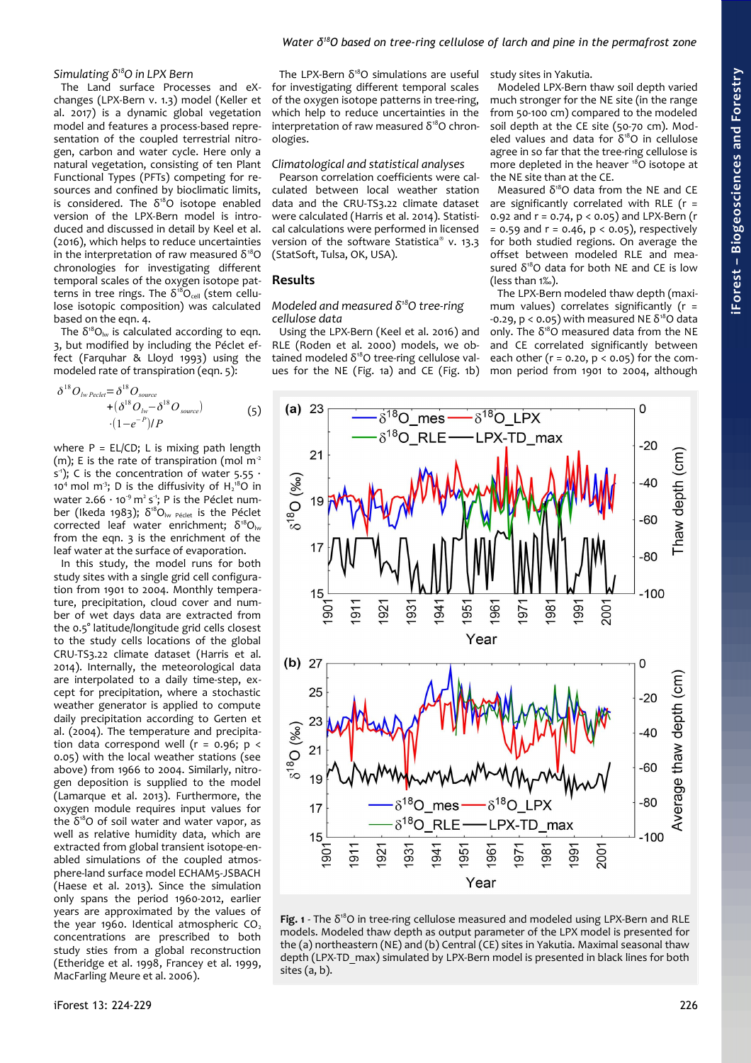### Simulating $\delta^{18}O$ in LPX Bern

The Land surface Processes and eXchanges (LPX-Bern v. 1.3) model (Keller et al. 2017) is a dynamic global vegetation model and features a process-based representation of the coupled terrestrial nitrogen, carbon and water cycle. Here only a natural vegetation, consisting of ten Plant Functional Types (PFTs) competing for resources and confined by bioclimatic limits, is considered. The $\delta^{18}O$ isotope enabled version of the LPX-Bern model is introduced and discussed in detail by Keel et al. (2016), which helps to reduce uncertainties in the interpretation of raw measured $\delta^{18}O$ chronologies for investigating different temporal scales of the oxygen isotope patterns in tree rings. The $\delta^{18}O_{cell}$ (stem cellulose isotopic composition) was calculated based on the eqn. 4.

The $\delta^{18}O_{lw}$ is calculated according to eqn. 3, but modified by including the Péclet effect (Farquhar & Lloyd 1993) using the modeled rate of transpiration (eqn. 5):

$$\delta^{18}O_{lw\,Peclet} = \delta^{18}O_{source} + (\delta^{18}O_{lw} - \delta^{18}O_{source}) \cdot (1 - e^{-P})/P \qquad (5)$$

where P = EL/CD; L is mixing path length (m); E is the rate of transpiration (mol $m^{-2}$ $s^{-1}$); C is the concentration of water 5.55 · $10^4$ mol $m^3$; D is the diffusivity of $H_2{}^{18}O$ in water 2.66 · $10^{-9}$ $m^2$ $s^{-1}$; P is the Péclet number (Ikeda 1983); $\delta^{18}O_{lw\ Péclet}$ is the Péclet corrected leaf water enrichment; $\delta^{18}O_{lw}$ from the eqn. 3 is the enrichment of the leaf water at the surface of evaporation.

In this study, the model runs for both study sites with a single grid cell configuration from 1901 to 2004. Monthly temperature, precipitation, cloud cover and number of wet days data are extracted from the 0.5° latitude/longitude grid cells closest to the study cells locations of the global CRU-TS3.22 climate dataset (Harris et al. 2014). Internally, the meteorological data are interpolated to a daily time-step, except for precipitation, where a stochastic weather generator is applied to compute daily precipitation according to Gerten et al. (2004). The temperature and precipitation data correspond well (r = 0.96; p < 0.05) with the local weather stations (see above) from 1966 to 2004. Similarly, nitrogen deposition is supplied to the model (Lamarque et al. 2013). Furthermore, the oxygen module requires input values for the $\delta^{18}O$ of soil water and water vapor, as well as relative humidity data, which are extracted from global transient isotope-enabled simulations of the coupled atmosphere-land surface model ECHAM5-JSBACH (Haese et al. 2013). Since the simulation only spans the period 1960-2012, earlier years are approximated by the values of the year 1960. Identical atmospheric $CO_2$ concentrations are prescribed to both study sties from a global reconstruction (Etheridge et al. 1998, Francey et al. 1999, MacFarling Meure et al. 2006).

The LPX-Bern $\delta^{18}O$ simulations are useful for investigating different temporal scales of the oxygen isotope patterns in tree-ring, which help to reduce uncertainties in the interpretation of raw measured $\delta^{18}O$ chronologies.

### Climatological and statistical analyses

Pearson correlation coefficients were calculated between local weather station data and the CRU-TS3.22 climate dataset were calculated (Harris et al. 2014). Statistical calculations were performed in licensed version of the software Statistica® v. 13.3 (StatSoft, Tulsa, OK, USA).

## Results

### Modeled and measured $\delta^{18}O$ tree-ring cellulose data

Using the LPX-Bern (Keel et al. 2016) and RLE (Roden et al. 2000) models, we obtained modeled $\delta^{18}O$ tree-ring cellulose values for the NE (Fig. 1a) and CE (Fig. 1b) study sites in Yakutia.

Modeled LPX-Bern thaw soil depth varied much stronger for the NE site (in the range from 50-100 cm) compared to the modeled soil depth at the CE site (50-70 cm). Modeled values and data for $\delta^{18}O$ in cellulose agree in so far that the tree-ring cellulose is more depleted in the heaver $^{18}O$ isotope at the NE site than at the CE.

Measured $\delta^{18}O$ data from the NE and CE are significantly correlated with RLE (r = 0.92 and r = 0.74, p < 0.05) and LPX-Bern (r = 0.59 and r = 0.46, p < 0.05), respectively for both studied regions. On average the offset between modeled RLE and measured $\delta^{18}O$ data for both NE and CE is low (less than 1‰).

The LPX-Bern modeled thaw depth (maximum values) correlates significantly (r = -0.29, p < 0.05) with measured NE $\delta^{18}O$ data only. The $\delta^{18}O$ measured data from the NE and CE correlated significantly between each other (r = 0.20, p < 0.05) for the common period from 1901 to 2004, although

**Fig. 1** - The $\delta^{18}O$ in tree-ring cellulose measured and modeled using LPX-Bern and RLE models. Modeled thaw depth as output parameter of the LPX model is presented for the (a) northeastern (NE) and (b) Central (CE) sites in Yakutia. Maximal seasonal thaw depth (LPX-TD_max) simulated by LPX-Bern model is presented in black lines for both sites (a, b).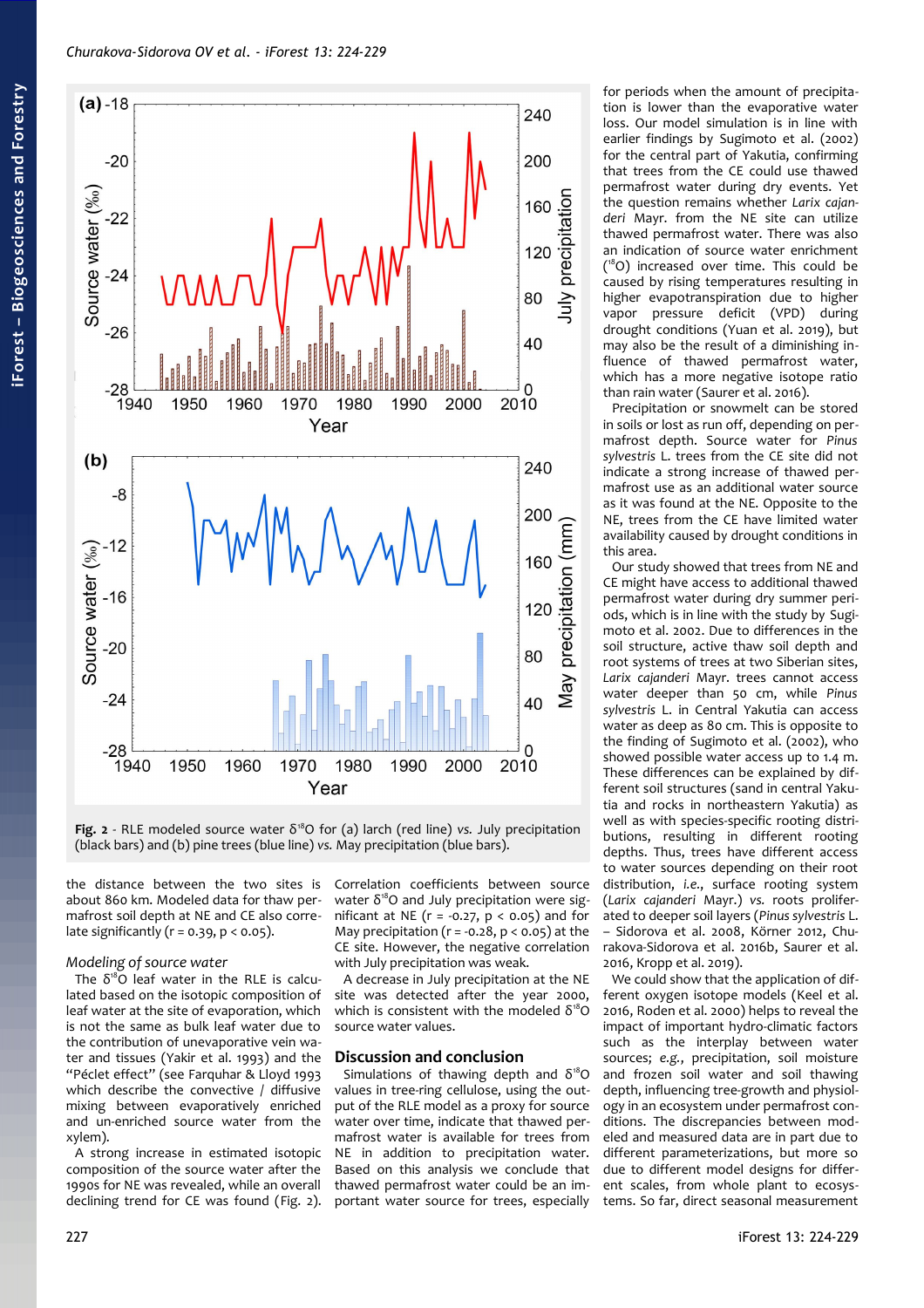Fig. 2 - RLE modeled source water $\delta^{18}O$ for (a) larch (red line) *vs.* July precipitation (black bars) and (b) pine trees (blue line) *vs.* May precipitation (blue bars).

the distance between the two sites is about 860 km. Modeled data for thaw permafrost soil depth at NE and CE also correlate significantly ($r = 0.39$, $p < 0.05$).

### Modeling of source water

The $\delta^{18}O$ leaf water in the RLE is calculated based on the isotopic composition of leaf water at the site of evaporation, which is not the same as bulk leaf water due to the contribution of unevaporative vein water and tissues (Yakir et al. 1993) and the "Péclet effect" (see Farquhar & Lloyd 1993 which describe the convective / diffusive mixing between evaporatively enriched and un-enriched source water from the xylem).

A strong increase in estimated isotopic composition of the source water after the 1990s for NE was revealed, while an overall declining trend for CE was found (Fig. 2). Correlation coefficients between source water $\delta^{18}O$ and July precipitation were significant at NE ($r = -0.27$, $p < 0.05$) and for May precipitation ($r = -0.28$, $p < 0.05$) at the CE site. However, the negative correlation with July precipitation was weak.

A decrease in July precipitation at the NE site was detected after the year 2000, which is consistent with the modeled $\delta^{18}O$ source water values.

## Discussion and conclusion

Simulations of thawing depth and $\delta^{18}O$ values in tree-ring cellulose, using the output of the RLE model as a proxy for source water over time, indicate that thawed permafrost water is available for trees from NE in addition to precipitation water. Based on this analysis we conclude that thawed permafrost water could be an important water source for trees, especially for periods when the amount of precipitation is lower than the evaporative water loss. Our model simulation is in line with earlier findings by Sugimoto et al. (2002) for the central part of Yakutia, confirming that trees from the CE could use thawed permafrost water during dry events. Yet the question remains whether *Larix cajanderi* Mayr. from the NE site can utilize thawed permafrost water. There was also an indication of source water enrichment ($^{18}O$) increased over time. This could be caused by rising temperatures resulting in higher evapotranspiration due to higher vapor pressure deficit (VPD) during drought conditions (Yuan et al. 2019), but may also be the result of a diminishing influence of thawed permafrost water, which has a more negative isotope ratio than rain water (Saurer et al. 2016).

Precipitation or snowmelt can be stored in soils or lost as run off, depending on permafrost depth. Source water for *Pinus sylvestris* L. trees from the CE site did not indicate a strong increase of thawed permafrost water use as an additional water source as it was found at the NE. Opposite to the NE, trees from the CE have limited water availability caused by drought conditions in this area.

Our study showed that trees from NE and CE might have access to additional thawed permafrost water during dry summer periods, which is in line with the study by Sugimoto et al. 2002. Due to differences in the soil structure, active thaw soil depth and root systems of trees at two Siberian sites, *Larix cajanderi* Mayr. trees cannot access water deeper than 50 cm, while *Pinus sylvestris* L. in Central Yakutia can access water as deep as 80 cm. This is opposite to the finding of Sugimoto et al. (2002), who showed possible water access up to 1.4 m. These differences can be explained by different soil structures (sand in central Yakutia and rocks in northeastern Yakutia) as well as with species-specific rooting distributions, resulting in different rooting depths. Thus, trees have different access to water sources depending on their root distribution, *i.e.*, surface rooting system (*Larix cajanderi* Mayr.) *vs.* roots proliferated to deeper soil layers (*Pinus sylvestris* L. – Sidorova et al. 2008, Körner 2012, Churakova-Sidorova et al. 2016b, Saurer et al. 2016, Kropp et al. 2019).

We could show that the application of different oxygen isotope models (Keel et al. 2016, Roden et al. 2000) helps to reveal the impact of important hydro-climatic factors such as the interplay between water sources; *e.g.*, precipitation, soil moisture and frozen soil water and soil thawing depth, influencing tree-growth and physiology in an ecosystem under permafrost conditions. The discrepancies between modeled and measured data are in part due to different parameterizations, but more so due to different model designs for different scales, from whole plant to ecosystems. So far, direct seasonal measurement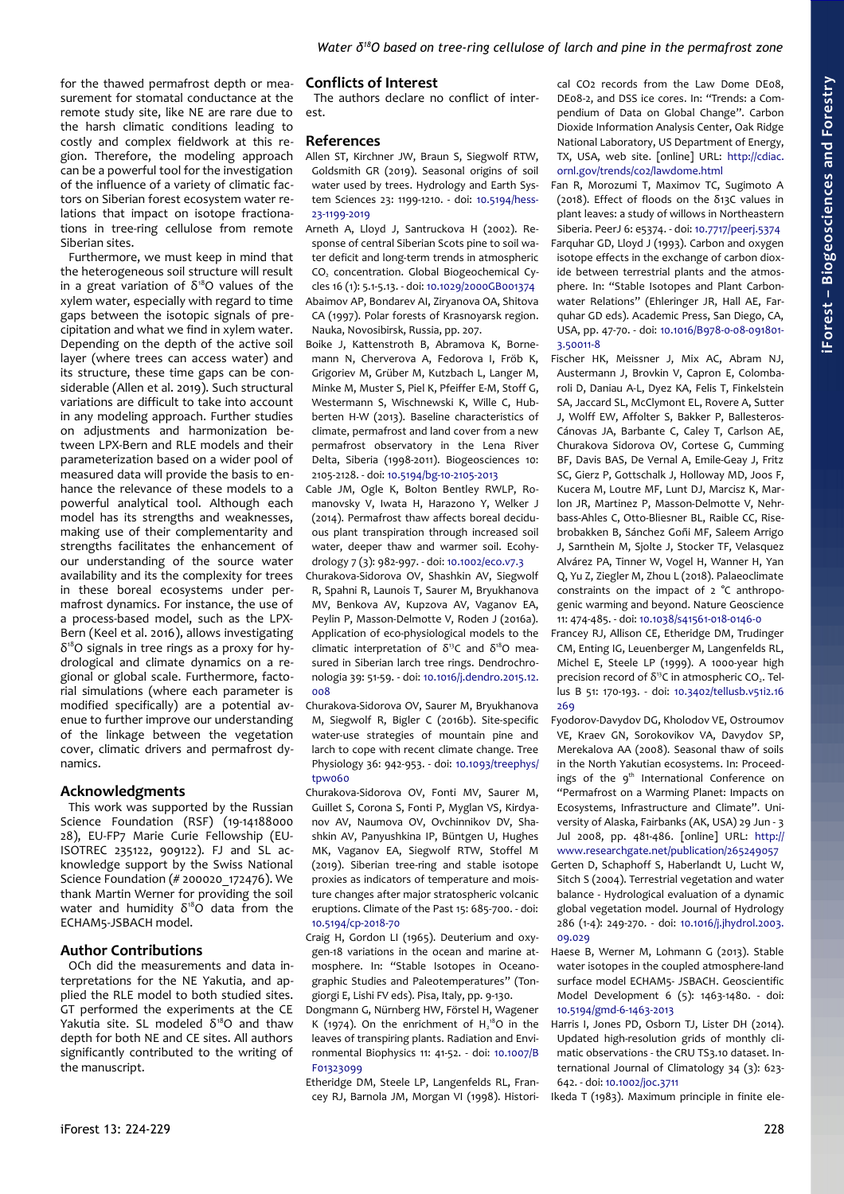for the thawed permafrost depth or measurement for stomatal conductance at the remote study site, like NE are rare due to the harsh climatic conditions leading to costly and complex fieldwork at this region. Therefore, the modeling approach can be a powerful tool for the investigation of the influence of a variety of climatic factors on Siberian forest ecosystem water relations that impact on isotope fractionations in tree-ring cellulose from remote Siberian sites.

Furthermore, we must keep in mind that the heterogeneous soil structure will result in a great variation of $\delta^{18}O$ values of the xylem water, especially with regard to time gaps between the isotopic signals of precipitation and what we find in xylem water. Depending on the depth of the active soil layer (where trees can access water) and its structure, these time gaps can be considerable (Allen et al. 2019). Such structural variations are difficult to take into account in any modeling approach. Further studies on adjustments and harmonization between LPX-Bern and RLE models and their parameterization based on a wider pool of measured data will provide the basis to enhance the relevance of these models to a powerful analytical tool. Although each model has its strengths and weaknesses, making use of their complementarity and strengths facilitates the enhancement of our understanding of the source water availability and its the complexity for trees in these boreal ecosystems under permafrost dynamics. For instance, the use of a process-based model, such as the LPX-Bern (Keel et al. 2016), allows investigating $\delta^{18}O$ signals in tree rings as a proxy for hydrological and climate dynamics on a regional or global scale. Furthermore, factorial simulations (where each parameter is modified specifically) are a potential avenue to further improve our understanding of the linkage between the vegetation cover, climatic drivers and permafrost dynamics.

## Acknowledgments

This work was supported by the Russian Science Foundation (RSF) (19-14188000 28), EU-FP7 Marie Curie Fellowship (EU-ISOTREC 235122, 909122). FJ and SL acknowledge support by the Swiss National Science Foundation (# 200020_172476). We thank Martin Werner for providing the soil water and humidity $\delta^{18}O$ data from the ECHAM5-JSBACH model.

## Author Contributions

OCh did the measurements and data interpretations for the NE Yakutia, and applied the RLE model to both studied sites. GT performed the experiments at the CE Yakutia site. SL modeled $\delta^{18}O$ and thaw depth for both NE and CE sites. All authors significantly contributed to the writing of the manuscript.

## Conflicts of Interest

The authors declare no conflict of interest.

## References

Allen ST, Kirchner JW, Braun S, Siegwolf RTW, Goldsmith GR (2019). Seasonal origins of soil water used by trees. Hydrology and Earth System Sciences 23: 1199-1210. - doi: 10.5194/hess-23-1199-2019

Arneth A, Lloyd J, Santruckova H (2002). Response of central Siberian Scots pine to soil water deficit and long-term trends in atmospheric $CO_2$ concentration. Global Biogeochemical Cycles 16 (1): 5.1-5.13. - doi: 10.1029/2000GB001374

Abaimov AP, Bondarev AI, Ziryanova OA, Shitova CA (1997). Polar forests of Krasnoyarsk region. Nauka, Novosibirsk, Russia, pp. 207.

Boike J, Kattenstroth B, Abramova K, Bornemann N, Cherverova A, Fedorova I, Fröb K, Grigoriev M, Grüber M, Kutzbach L, Langer M, Minke M, Muster S, Piel K, Pfeiffer E-M, Stoff G, Westermann S, Wischnewski K, Wille C, Hubberten H-W (2013). Baseline characteristics of climate, permafrost and land cover from a new permafrost observatory in the Lena River Delta, Siberia (1998-2011). Biogeosciences 10: 2105-2128. - doi: 10.5194/bg-10-2105-2013

Cable JM, Ogle K, Bolton Bentley RWLP, Romanovsky V, Iwata H, Harazono Y, Welker J (2014). Permafrost thaw affects boreal deciduous plant transpiration through increased soil water, deeper thaw and warmer soil. Ecohydrology 7 (3): 982-997. - doi: 10.1002/eco.v7.3

Churakova-Sidorova OV, Shashkin AV, Siegwolf R, Spahni R, Launois T, Saurer M, Bryukhanova MV, Benkova AV, Kupzova AV, Vaganov EA, Peylin P, Masson-Delmotte V, Roden J (2016a). Application of eco-physiological models to the climatic interpretation of $\delta^{13}C$ and $\delta^{18}O$ measured in Siberian larch tree rings. Dendrochronologia 39: 51-59. - doi: 10.1016/j.dendro.2015.12.008

Churakova-Sidorova OV, Saurer M, Bryukhanova M, Siegwolf R, Bigler C (2016b). Site-specific water-use strategies of mountain pine and larch to cope with recent climate change. Tree Physiology 36: 942-953. - doi: 10.1093/treephys/tpw060

Churakova-Sidorova OV, Fonti MV, Saurer M, Guillet S, Corona S, Fonti P, Myglan VS, Kirdyanov AV, Naumova OV, Ovchinnikov DV, Shashkin AV, Panyushkina IP, Büntgen U, Hughes MK, Vaganov EA, Siegwolf RTW, Stoffel M (2019). Siberian tree-ring and stable isotope proxies as indicators of temperature and moisture changes after major stratospheric volcanic eruptions. Climate of the Past 15: 685-700. - doi: 10.5194/cp-2018-70

Craig H, Gordon LI (1965). Deuterium and oxygen-18 variations in the ocean and marine atmosphere. In: "Stable Isotopes in Oceanographic Studies and Paleotemperatures" (Tongiorgi E, Lishi FV eds). Pisa, Italy, pp. 9-130.

Dongmann G, Nürnberg HW, Förstel H, Wagener K (1974). On the enrichment of $H_2{}^{18}O$ in the leaves of transpiring plants. Radiation and Environmental Biophysics 11: 41-52. - doi: 10.1007/BF01323099

Etheridge DM, Steele LP, Langenfelds RL, Francey RJ, Barnola JM, Morgan VI (1998). Historical CO2 records from the Law Dome DE08, DE08-2, and DSS ice cores. In: "Trends: a Compendium of Data on Global Change". Carbon Dioxide Information Analysis Center, Oak Ridge National Laboratory, US Department of Energy, TX, USA, web site. [online] URL: http://cdiac.ornl.gov/trends/co2/lawdome.html

Fan R, Morozumi T, Maximov TC, Sugimoto A (2018). Effect of floods on the δ13C values in plant leaves: a study of willows in Northeastern Siberia. PeerJ 6: e5374. - doi: 10.7717/peerj.5374

Farquhar GD, Lloyd J (1993). Carbon and oxygen isotope effects in the exchange of carbon dioxide between terrestrial plants and the atmosphere. In: "Stable Isotopes and Plant Carbon-water Relations" (Ehleringer JR, Hall AE, Farquhar GD eds). Academic Press, San Diego, CA, USA, pp. 47-70. - doi: 10.1016/B978-0-08-091801-3.50011-8

Fischer HK, Meissner J, Mix AC, Abram NJ, Austermann J, Brovkin V, Capron E, Colombaroli D, Daniau A-L, Dyez KA, Felis T, Finkelstein SA, Jaccard SL, McClymont EL, Rovere A, Sutter J, Wolff EW, Affolter S, Bakker P, Ballesteros-Cánovas JA, Barbante C, Caley T, Carlson AE, Churakova Sidorova OV, Cortese G, Cumming BF, Davis BAS, De Vernal A, Emile-Geay J, Fritz SC, Gierz P, Gottschalk J, Holloway MD, Joos F, Kucera M, Loutre MF, Lunt DJ, Marcisz K, Marlon JR, Martinez P, Masson-Delmotte V, Nehrbass-Ahles C, Otto-Bliesner BL, Raible CC, Risebrobakken B, Sánchez Goñi MF, Saleem Arrigo J, Sarnthein M, Sjolte J, Stocker TF, Velasquez Alvárez PA, Tinner W, Vogel H, Wanner H, Yan Q, Yu Z, Ziegler M, Zhou L (2018). Palaeoclimate constraints on the impact of 2 °C anthropogenic warming and beyond. Nature Geoscience 11: 474-485. - doi: 10.1038/s41561-018-0146-0

Francey RJ, Allison CE, Etheridge DM, Trudinger CM, Enting IG, Leuenberger M, Langenfelds RL, Michel E, Steele LP (1999). A 1000-year high precision record of $\delta^{13}C$ in atmospheric $CO_2$. Tellus B 51: 170-193. - doi: 10.3402/tellusb.v51i2.16269

Fyodorov-Davydov DG, Kholodov VE, Ostroumov VE, Kraev GN, Sorokovikov VA, Davydov SP, Merekalova AA (2008). Seasonal thaw of soils in the North Yakutian ecosystems. In: Proceedings of the 9th International Conference on "Permafrost on a Warming Planet: Impacts on Ecosystems, Infrastructure and Climate". University of Alaska, Fairbanks (AK, USA) 29 Jun - 3 Jul 2008, pp. 481-486. [online] URL: http://www.researchgate.net/publication/265249057

Gerten D, Schaphoff S, Haberlandt U, Lucht W, Sitch S (2004). Terrestrial vegetation and water balance - Hydrological evaluation of a dynamic global vegetation model. Journal of Hydrology 286 (1-4): 249-270. - doi: 10.1016/j.jhydrol.2003.09.029

Haese B, Werner M, Lohmann G (2013). Stable water isotopes in the coupled atmosphere-land surface model ECHAM5- JSBACH. Geoscientific Model Development 6 (5): 1463-1480. - doi: 10.5194/gmd-6-1463-2013

Harris I, Jones PD, Osborn TJ, Lister DH (2014). Updated high-resolution grids of monthly climatic observations - the CRU TS3.10 dataset. International Journal of Climatology 34 (3): 623-642. - doi: 10.1002/joc.3711

Ikeda T (1983). Maximum principle in finite ele-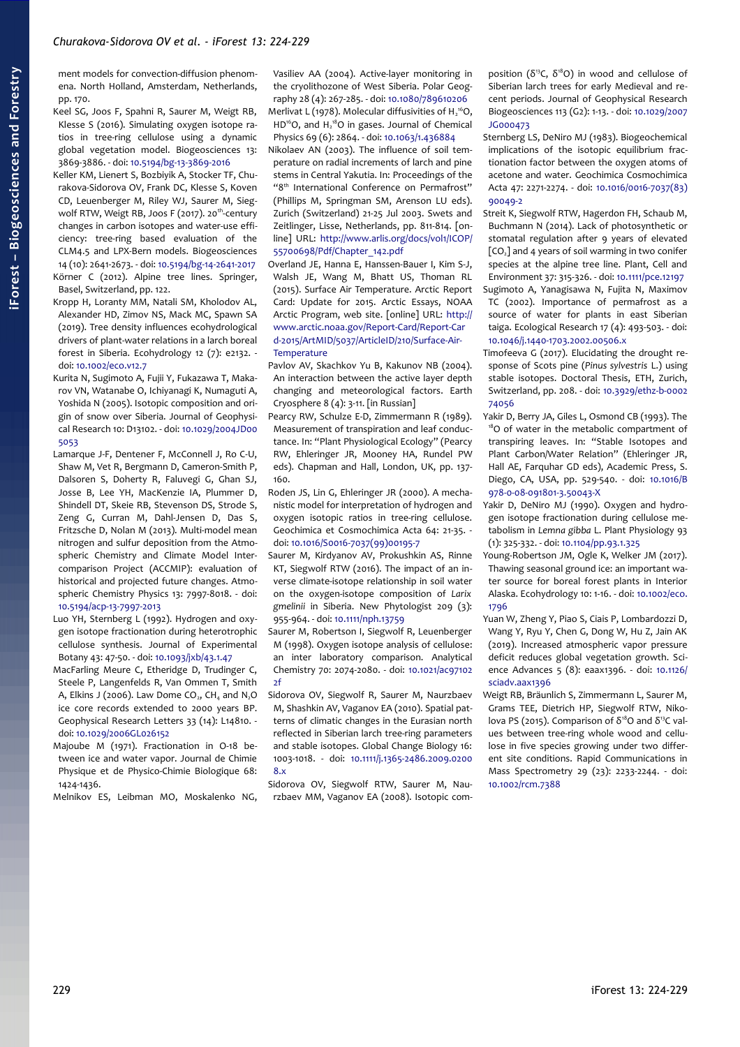ment models for convection-diffusion phenomena. North Holland, Amsterdam, Netherlands, pp. 170.

Keel SG, Joos F, Spahni R, Saurer M, Weigt RB, Klesse S (2016). Simulating oxygen isotope ratios in tree-ring cellulose using a dynamic global vegetation model. Biogeosciences 13: 3869-3886. - doi: 10.5194/bg-13-3869-2016

Keller KM, Lienert S, Bozbiyik A, Stocker TF, Churakova-Sidorova OV, Frank DC, Klesse S, Koven CD, Leuenberger M, Riley WJ, Saurer M, Siegwolf RTW, Weigt RB, Joos F (2017). 20th-century changes in carbon isotopes and water-use efficiency: tree-ring based evaluation of the CLM4.5 and LPX-Bern models. Biogeosciences 14 (10): 2641-2673. - doi: 10.5194/bg-14-2641-2017

Körner C (2012). Alpine tree lines. Springer, Basel, Switzerland, pp. 122.

Kropp H, Loranty MM, Natali SM, Kholodov AL, Alexander HD, Zimov NS, Mack MC, Spawn SA (2019). Tree density influences ecohydrological drivers of plant-water relations in a larch boreal forest in Siberia. Ecohydrology 12 (7): e2132. - doi: 10.1002/eco.v12.7

Kurita N, Sugimoto A, Fujii Y, Fukazawa T, Makarov VN, Watanabe O, Ichiyanagi K, Numaguti A, Yoshida N (2005). Isotopic composition and origin of snow over Siberia. Journal of Geophysical Research 10: D13102. - doi: 10.1029/2004JD005053

Lamarque J-F, Dentener F, McConnell J, Ro C-U, Shaw M, Vet R, Bergmann D, Cameron-Smith P, Dalsoren S, Doherty R, Faluvegi G, Ghan SJ, Josse B, Lee YH, MacKenzie IA, Plummer D, Shindell DT, Skeie RB, Stevenson DS, Strode S, Zeng G, Curran M, Dahl-Jensen D, Das S, Fritzsche D, Nolan M (2013). Multi-model mean nitrogen and sulfur deposition from the Atmospheric Chemistry and Climate Model Intercomparison Project (ACCMIP): evaluation of historical and projected future changes. Atmospheric Chemistry Physics 13: 7997-8018. - doi: 10.5194/acp-13-7997-2013

Luo YH, Sternberg L (1992). Hydrogen and oxygen isotope fractionation during heterotrophic cellulose synthesis. Journal of Experimental Botany 43: 47-50. - doi: 10.1093/jxb/43.1.47

MacFarling Meure C, Etheridge D, Trudinger C, Steele P, Langenfelds R, Van Ommen T, Smith A, Elkins J (2006). Law Dome $CO_2$, $CH_4$ and $N_2O$ ice core records extended to 2000 years BP. Geophysical Research Letters 33 (14): L14810. - doi: 10.1029/2006GL026152

Majoube M (1971). Fractionation in O-18 between ice and water vapor. Journal de Chimie Physique et de Physico-Chimie Biologique 68: 1424-1436.

Melnikov ES, Leibman MO, Moskalenko NG, Vasiliev AA (2004). Active-layer monitoring in the cryolithozone of West Siberia. Polar Geography 28 (4): 267-285. - doi: 10.1080/789610206

Merlivat L (1978). Molecular diffusivities of $H_2{}^{16}O$, $HD^{16}O$, and $H_2{}^{18}O$ in gases. Journal of Chemical Physics 69 (6): 2864. - doi: 10.1063/1.436884

Nikolaev AN (2003). The influence of soil temperature on radial increments of larch and pine stems in Central Yakutia. In: Proceedings of the "8th International Conference on Permafrost" (Phillips M, Springman SM, Arenson LU eds). Zurich (Switzerland) 21-25 Jul 2003. Swets and Zeitlinger, Lisse, Netherlands, pp. 811-814. [online] URL: http://www.arlis.org/docs/vol1/ICOP/55700698/Pdf/Chapter_142.pdf

Overland JE, Hanna E, Hanssen-Bauer I, Kim S-J, Walsh JE, Wang M, Bhatt US, Thoman RL (2015). Surface Air Temperature. Arctic Report Card: Update for 2015. Arctic Essays, NOAA Arctic Program, web site. [online] URL: http://www.arctic.noaa.gov/Report-Card/Report-Card-2015/ArtMID/5037/ArticleID/210/Surface-Air-Temperature

Pavlov AV, Skachkov Yu B, Kakunov NB (2004). An interaction between the active layer depth changing and meteorological factors. Earth Cryosphere 8 (4): 3-11. [in Russian]

Pearcy RW, Schulze E-D, Zimmermann R (1989). Measurement of transpiration and leaf conductance. In: "Plant Physiological Ecology" (Pearcy RW, Ehleringer JR, Mooney HA, Rundel PW eds). Chapman and Hall, London, UK, pp. 137-160.

Roden JS, Lin G, Ehleringer JR (2000). A mechanistic model for interpretation of hydrogen and oxygen isotopic ratios in tree-ring cellulose. Geochimica et Cosmochimica Acta 64: 21-35. - doi: 10.1016/S0016-7037(99)00195-7

Saurer M, Kirdyanov AV, Prokushkin AS, Rinne KT, Siegwolf RTW (2016). The impact of an inverse climate-isotope relationship in soil water on the oxygen-isotope composition of *Larix gmelinii* in Siberia. New Phytologist 209 (3): 955-964. - doi: 10.1111/nph.13759

Saurer M, Robertson I, Siegwolf R, Leuenberger M (1998). Oxygen isotope analysis of cellulose: an inter laboratory comparison. Analytical Chemistry 70: 2074-2080. - doi: 10.1021/ac971022f

Sidorova OV, Siegwolf R, Saurer M, Naurzbaev M, Shashkin AV, Vaganov EA (2010). Spatial patterns of climatic changes in the Eurasian north reflected in Siberian larch tree-ring parameters and stable isotopes. Global Change Biology 16: 1003-1018. - doi: 10.1111/j.1365-2486.2009.02008.x

Sidorova OV, Siegwolf RTW, Saurer M, Naurzbaev MM, Vaganov EA (2008). Isotopic composition ($\delta^{13}C$, $\delta^{18}O$) in wood and cellulose of Siberian larch trees for early Medieval and recent periods. Journal of Geophysical Research Biogeosciences 113 (G2): 1-13. - doi: 10.1029/2007JG000473

Sternberg LS, DeNiro MJ (1983). Biogeochemical implications of the isotopic equilibrium fractionation factor between the oxygen atoms of acetone and water. Geochimica Cosmochimica Acta 47: 2271-2274. - doi: 10.1016/0016-7037(83)90049-2

Streit K, Siegwolf RTW, Hagerdon FH, Schaub M, Buchmann N (2014). Lack of photosynthetic or stomatal regulation after 9 years of elevated [$CO_2$] and 4 years of soil warming in two conifer species at the alpine tree line. Plant, Cell and Environment 37: 315-326. - doi: 10.1111/pce.12197

Sugimoto A, Yanagisawa N, Fujita N, Maximov TC (2002). Importance of permafrost as a source of water for plants in east Siberian taiga. Ecological Research 17 (4): 493-503. - doi: 10.1046/j.1440-1703.2002.00506.x

Timofeeva G (2017). Elucidating the drought response of Scots pine (*Pinus sylvestris* L.) using stable isotopes. Doctoral Thesis, ETH, Zurich, Switzerland, pp. 208. - doi: 10.3929/ethz-b-000274056

Yakir D, Berry JA, Giles L, Osmond CB (1993). The $^{18}O$ of water in the metabolic compartment of transpiring leaves. In: "Stable Isotopes and Plant Carbon/Water Relation" (Ehleringer JR, Hall AE, Farquhar GD eds), Academic Press, S. Diego, CA, USA, pp. 529-540. - doi: 10.1016/B978-0-08-091801-3.50043-X

Yakir D, DeNiro MJ (1990). Oxygen and hydrogen isotope fractionation during cellulose metabolism in *Lemna gibba* L. Plant Physiology 93 (1): 325-332. - doi: 10.1104/pp.93.1.325

Young-Robertson JM, Ogle K, Welker JM (2017). Thawing seasonal ground ice: an important water source for boreal forest plants in Interior Alaska. Ecohydrology 10: 1-16. - doi: 10.1002/eco.1796

Yuan W, Zheng Y, Piao S, Ciais P, Lombardozzi D, Wang Y, Ryu Y, Chen G, Dong W, Hu Z, Jain AK (2019). Increased atmospheric vapor pressure deficit reduces global vegetation growth. Science Advances 5 (8): eaax1396. - doi: 10.1126/sciadv.aax1396

Weigt RB, Bräunlich S, Zimmermann L, Saurer M, Grams TEE, Dietrich HP, Siegwolf RTW, Nikolova PS (2015). Comparison of $\delta^{18}O$ and $\delta^{13}C$ values between tree-ring whole wood and cellulose in five species growing under two different site conditions. Rapid Communications in Mass Spectrometry 29 (23): 2233-2244. - doi: 10.1002/rcm.7388